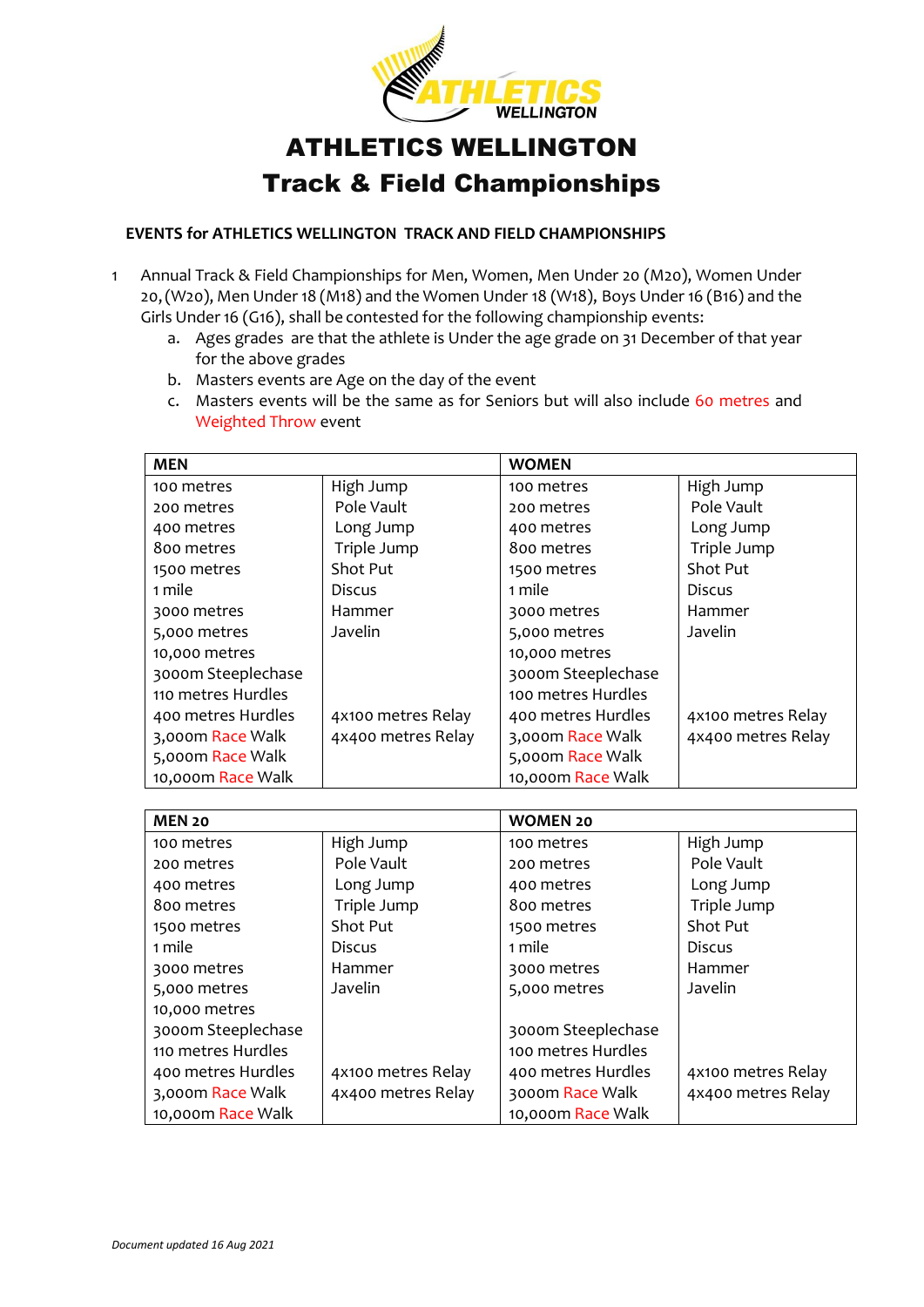# ATHLETICS WELLINGTON

## Track & Field Championships

**EVENTS for ATHLETICS WELLINGTON TRACK AND FIELD CHAMPIONSHIPS**

1 Annual Track & Field Championships for Men, Women, Men Under 20 (M20), Women Under 20, (W20), Men Under 18 (M18) and the Women Under 18 (W18), Boys Under 16 (B16) and the Girls Under 16 (G16), shall be contested for the following championship events:

a. Ages grades are that the athlete is Under the age grade on 31 December of that year for the above grades
b. Masters events are Age on the day of the event
c. Masters events will be the same as for Seniors but will also include 60 metres and Weighted Throw event

| MEN | | WOMEN | |
|---|---|---|---|
| 100 metres | High Jump | 100 metres | High Jump |
| 200 metres | Pole Vault | 200 metres | Pole Vault |
| 400 metres | Long Jump | 400 metres | Long Jump |
| 800 metres | Triple Jump | 800 metres | Triple Jump |
| 1500 metres | Shot Put | 1500 metres | Shot Put |
| 1 mile | Discus | 1 mile | Discus |
| 3000 metres | Hammer | 3000 metres | Hammer |
| 5,000 metres | Javelin | 5,000 metres | Javelin |
| 10,000 metres | | 10,000 metres | |
| 3000m Steeplechase | | 3000m Steeplechase | |
| 110 metres Hurdles | | 100 metres Hurdles | |
| 400 metres Hurdles | 4x100 metres Relay | 400 metres Hurdles | 4x100 metres Relay |
| 3,000m Race Walk | 4x400 metres Relay | 3,000m Race Walk | 4x400 metres Relay |
| 5,000m Race Walk | | 5,000m Race Walk | |
| 10,000m Race Walk | | 10,000m Race Walk | |

| MEN 20 | | WOMEN 20 | |
|---|---|---|---|
| 100 metres | High Jump | 100 metres | High Jump |
| 200 metres | Pole Vault | 200 metres | Pole Vault |
| 400 metres | Long Jump | 400 metres | Long Jump |
| 800 metres | Triple Jump | 800 metres | Triple Jump |
| 1500 metres | Shot Put | 1500 metres | Shot Put |
| 1 mile | Discus | 1 mile | Discus |
| 3000 metres | Hammer | 3000 metres | Hammer |
| 5,000 metres | Javelin | 5,000 metres | Javelin |
| 10,000 metres | | | |
| 3000m Steeplechase | | 3000m Steeplechase | |
| 110 metres Hurdles | | 100 metres Hurdles | |
| 400 metres Hurdles | 4x100 metres Relay | 400 metres Hurdles | 4x100 metres Relay |
| 3,000m Race Walk | 4x400 metres Relay | 3000m Race Walk | 4x400 metres Relay |
| 10,000m Race Walk | | 10,000m Race Walk | |

*Document updated 16 Aug 2021*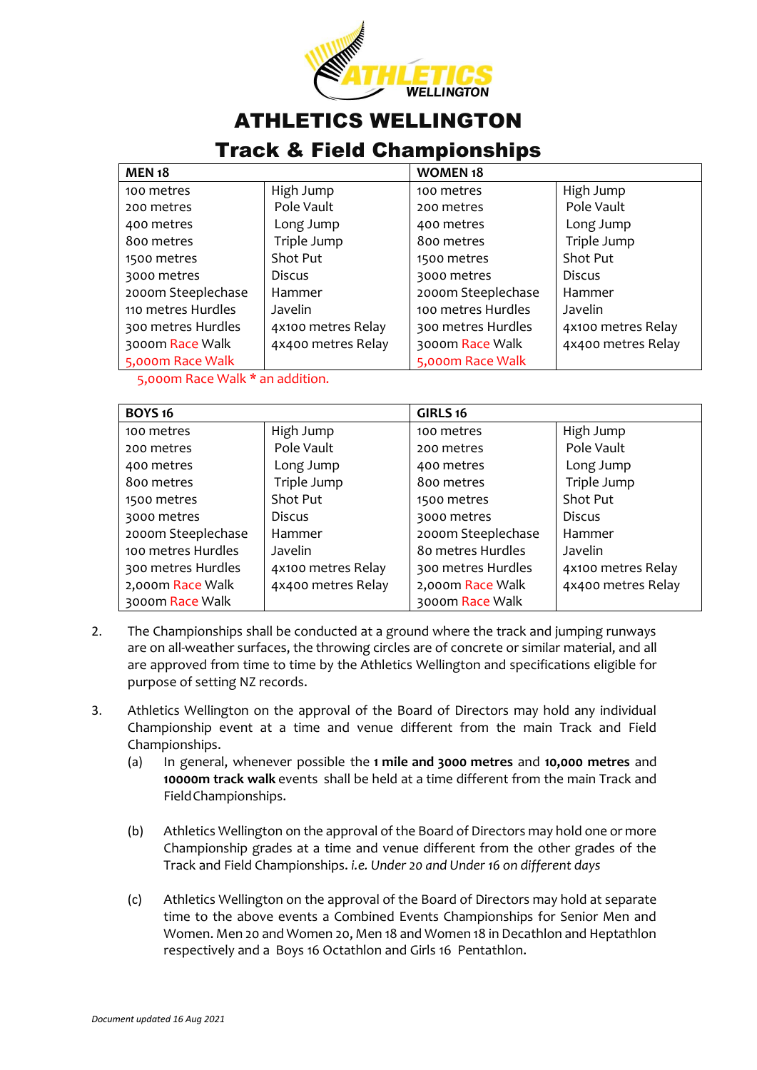# ATHLETICS WELLINGTON

## Track & Field Championships

| MEN 18 | | WOMEN 18 | |
|---|---|---|---|
| 100 metres | High Jump | 100 metres | High Jump |
| 200 metres | Pole Vault | 200 metres | Pole Vault |
| 400 metres | Long Jump | 400 metres | Long Jump |
| 800 metres | Triple Jump | 800 metres | Triple Jump |
| 1500 metres | Shot Put | 1500 metres | Shot Put |
| 3000 metres | Discus | 3000 metres | Discus |
| 2000m Steeplechase | Hammer | 2000m Steeplechase | Hammer |
| 110 metres Hurdles | Javelin | 100 metres Hurdles | Javelin |
| 300 metres Hurdles | 4x100 metres Relay | 300 metres Hurdles | 4x100 metres Relay |
| 3000m Race Walk | 4x400 metres Relay | 3000m Race Walk | 4x400 metres Relay |
| 5,000m Race Walk | | 5,000m Race Walk | |

5,000m Race Walk * an addition.

| BOYS 16 | | GIRLS 16 | |
|---|---|---|---|
| 100 metres | High Jump | 100 metres | High Jump |
| 200 metres | Pole Vault | 200 metres | Pole Vault |
| 400 metres | Long Jump | 400 metres | Long Jump |
| 800 metres | Triple Jump | 800 metres | Triple Jump |
| 1500 metres | Shot Put | 1500 metres | Shot Put |
| 3000 metres | Discus | 3000 metres | Discus |
| 2000m Steeplechase | Hammer | 2000m Steeplechase | Hammer |
| 100 metres Hurdles | Javelin | 80 metres Hurdles | Javelin |
| 300 metres Hurdles | 4x100 metres Relay | 300 metres Hurdles | 4x100 metres Relay |
| 2,000m Race Walk | 4x400 metres Relay | 2,000m Race Walk | 4x400 metres Relay |
| 3000m Race Walk | | 3000m Race Walk | |

2. The Championships shall be conducted at a ground where the track and jumping runways are on all-weather surfaces, the throwing circles are of concrete or similar material, and all are approved from time to time by the Athletics Wellington and specifications eligible for purpose of setting NZ records.

3. Athletics Wellington on the approval of the Board of Directors may hold any individual Championship event at a time and venue different from the main Track and Field Championships.
   (a) In general, whenever possible the **1 mile and 3000 metres** and **10,000 metres** and **10000m track walk** events shall be held at a time different from the main Track and Field Championships.

   (b) Athletics Wellington on the approval of the Board of Directors may hold one or more Championship grades at a time and venue different from the other grades of the Track and Field Championships. *i.e. Under 20 and Under 16 on different days*

   (c) Athletics Wellington on the approval of the Board of Directors may hold at separate time to the above events a Combined Events Championships for Senior Men and Women. Men 20 and Women 20, Men 18 and Women 18 in Decathlon and Heptathlon respectively and a Boys 16 Octathlon and Girls 16 Pentathlon.

*Document updated 16 Aug 2021*